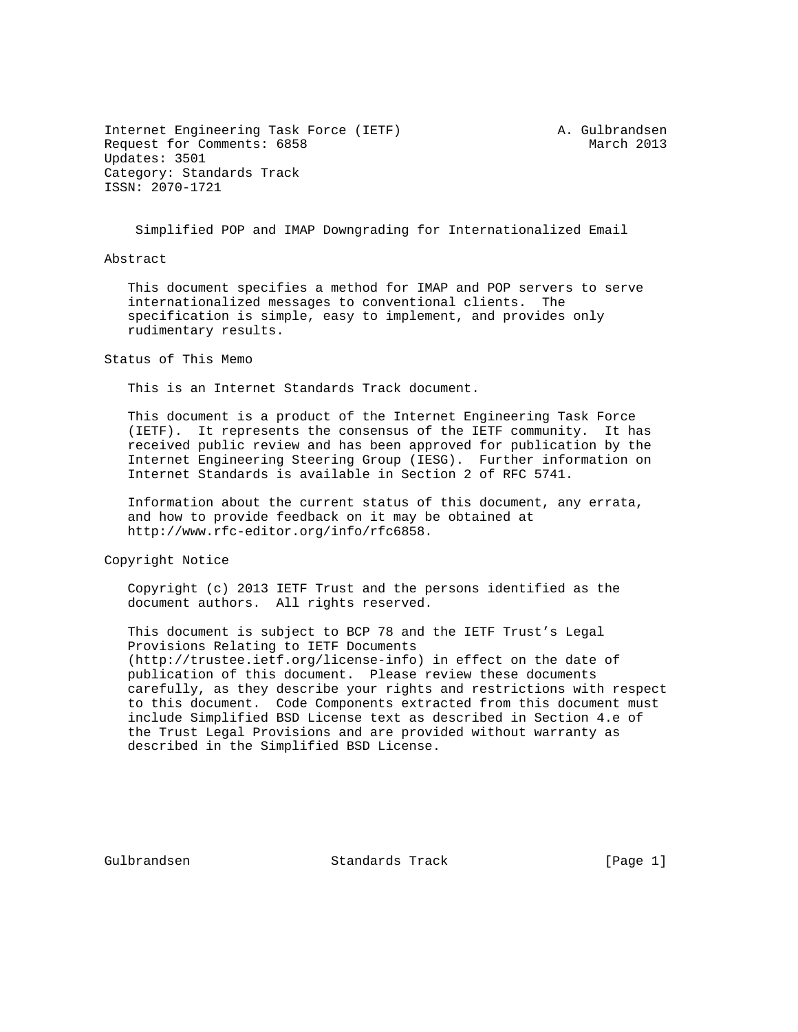Internet Engineering Task Force (IETF) A. Gulbrandsen
Request for Comments: 6858 March 2013
Updates: 3501
Category: Standards Track
ISSN: 2070-1721

# Simplified POP and IMAP Downgrading for Internationalized Email

## Abstract

This document specifies a method for IMAP and POP servers to serve internationalized messages to conventional clients. The specification is simple, easy to implement, and provides only rudimentary results.

## Status of This Memo

This is an Internet Standards Track document.

This document is a product of the Internet Engineering Task Force (IETF). It represents the consensus of the IETF community. It has received public review and has been approved for publication by the Internet Engineering Steering Group (IESG). Further information on Internet Standards is available in Section 2 of RFC 5741.

Information about the current status of this document, any errata, and how to provide feedback on it may be obtained at http://www.rfc-editor.org/info/rfc6858.

## Copyright Notice

Copyright (c) 2013 IETF Trust and the persons identified as the document authors. All rights reserved.

This document is subject to BCP 78 and the IETF Trust's Legal Provisions Relating to IETF Documents (http://trustee.ietf.org/license-info) in effect on the date of publication of this document. Please review these documents carefully, as they describe your rights and restrictions with respect to this document. Code Components extracted from this document must include Simplified BSD License text as described in Section 4.e of the Trust Legal Provisions and are provided without warranty as described in the Simplified BSD License.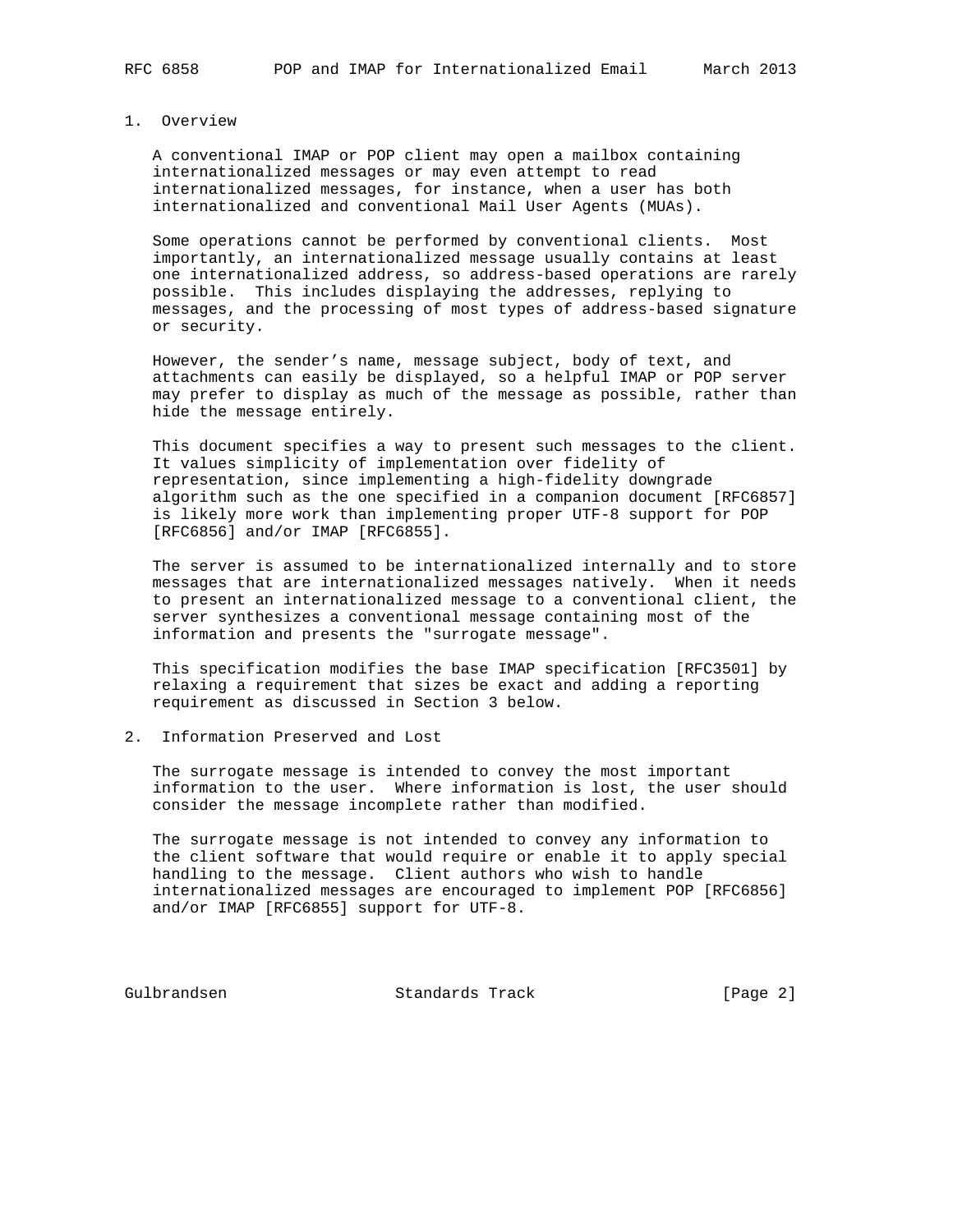## 1. Overview

A conventional IMAP or POP client may open a mailbox containing internationalized messages or may even attempt to read internationalized messages, for instance, when a user has both internationalized and conventional Mail User Agents (MUAs).

Some operations cannot be performed by conventional clients. Most importantly, an internationalized message usually contains at least one internationalized address, so address-based operations are rarely possible. This includes displaying the addresses, replying to messages, and the processing of most types of address-based signature or security.

However, the sender’s name, message subject, body of text, and attachments can easily be displayed, so a helpful IMAP or POP server may prefer to display as much of the message as possible, rather than hide the message entirely.

This document specifies a way to present such messages to the client. It values simplicity of implementation over fidelity of representation, since implementing a high-fidelity downgrade algorithm such as the one specified in a companion document [RFC6857] is likely more work than implementing proper UTF-8 support for POP [RFC6856] and/or IMAP [RFC6855].

The server is assumed to be internationalized internally and to store messages that are internationalized messages natively. When it needs to present an internationalized message to a conventional client, the server synthesizes a conventional message containing most of the information and presents the "surrogate message".

This specification modifies the base IMAP specification [RFC3501] by relaxing a requirement that sizes be exact and adding a reporting requirement as discussed in Section 3 below.

## 2. Information Preserved and Lost

The surrogate message is intended to convey the most important information to the user. Where information is lost, the user should consider the message incomplete rather than modified.

The surrogate message is not intended to convey any information to the client software that would require or enable it to apply special handling to the message. Client authors who wish to handle internationalized messages are encouraged to implement POP [RFC6856] and/or IMAP [RFC6855] support for UTF-8.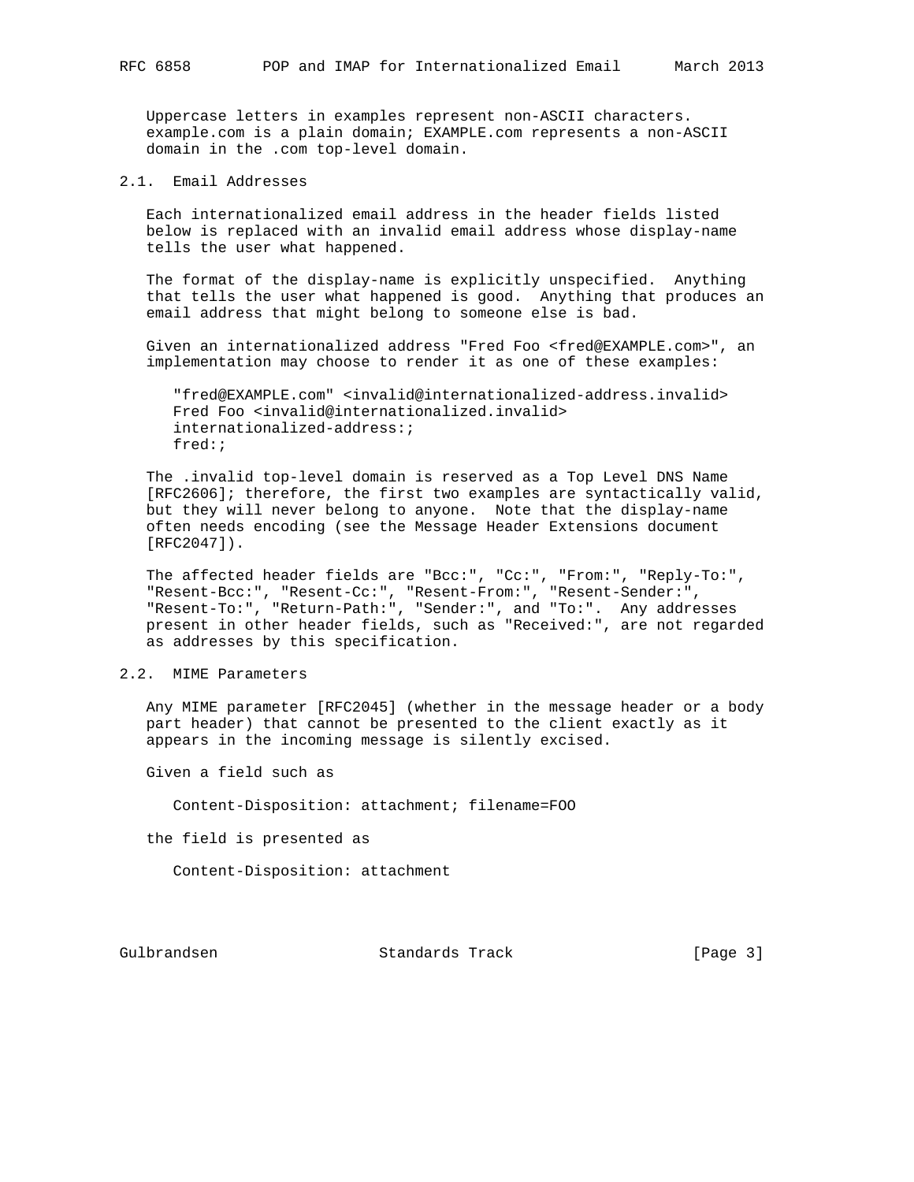Uppercase letters in examples represent non-ASCII characters. example.com is a plain domain; EXAMPLE.com represents a non-ASCII domain in the .com top-level domain.

## 2.1. Email Addresses

Each internationalized email address in the header fields listed below is replaced with an invalid email address whose display-name tells the user what happened.

The format of the display-name is explicitly unspecified. Anything that tells the user what happened is good. Anything that produces an email address that might belong to someone else is bad.

Given an internationalized address "Fred Foo <fred@EXAMPLE.com>", an implementation may choose to render it as one of these examples:

```
"fred@EXAMPLE.com" <invalid@internationalized-address.invalid>
Fred Foo <invalid@internationalized.invalid>
internationalized-address:;
fred:;
```

The .invalid top-level domain is reserved as a Top Level DNS Name [RFC2606]; therefore, the first two examples are syntactically valid, but they will never belong to anyone. Note that the display-name often needs encoding (see the Message Header Extensions document [RFC2047]).

The affected header fields are "Bcc:", "Cc:", "From:", "Reply-To:", "Resent-Bcc:", "Resent-Cc:", "Resent-From:", "Resent-Sender:", "Resent-To:", "Return-Path:", "Sender:", and "To:". Any addresses present in other header fields, such as "Received:", are not regarded as addresses by this specification.

## 2.2. MIME Parameters

Any MIME parameter [RFC2045] (whether in the message header or a body part header) that cannot be presented to the client exactly as it appears in the incoming message is silently excised.

Given a field such as

```
Content-Disposition: attachment; filename=FOO
```

the field is presented as

```
Content-Disposition: attachment
```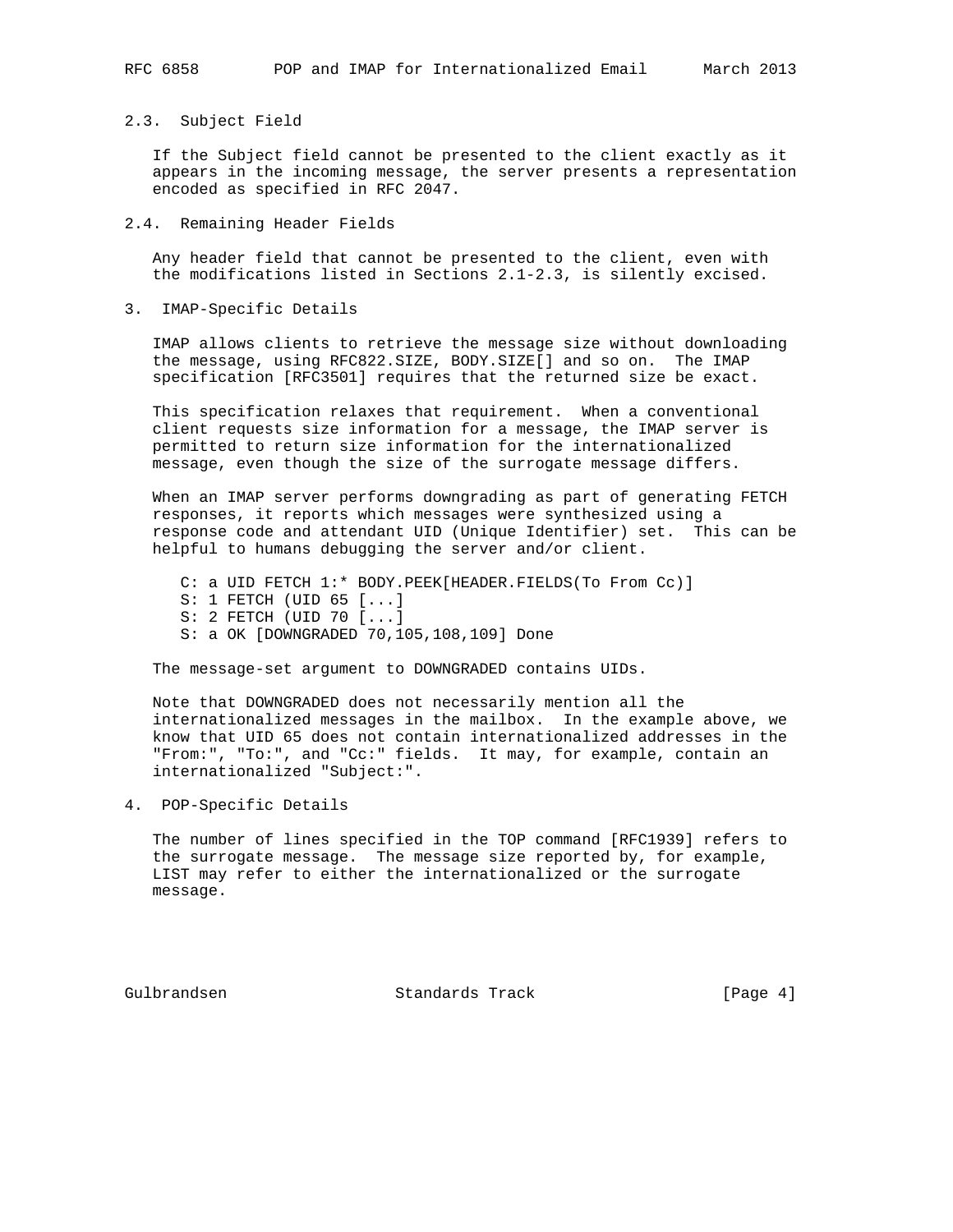### 2.3. Subject Field

If the Subject field cannot be presented to the client exactly as it appears in the incoming message, the server presents a representation encoded as specified in RFC 2047.

### 2.4. Remaining Header Fields

Any header field that cannot be presented to the client, even with the modifications listed in Sections 2.1-2.3, is silently excised.

## 3. IMAP-Specific Details

IMAP allows clients to retrieve the message size without downloading the message, using RFC822.SIZE, BODY.SIZE[] and so on. The IMAP specification [RFC3501] requires that the returned size be exact.

This specification relaxes that requirement. When a conventional client requests size information for a message, the IMAP server is permitted to return size information for the internationalized message, even though the size of the surrogate message differs.

When an IMAP server performs downgrading as part of generating FETCH responses, it reports which messages were synthesized using a response code and attendant UID (Unique Identifier) set. This can be helpful to humans debugging the server and/or client.

```
C: a UID FETCH 1:* BODY.PEEK[HEADER.FIELDS(To From Cc)]
S: 1 FETCH (UID 65 [...]
S: 2 FETCH (UID 70 [...]
S: a OK [DOWNGRADED 70,105,108,109] Done
```

The message-set argument to DOWNGRADED contains UIDs.

Note that DOWNGRADED does not necessarily mention all the internationalized messages in the mailbox. In the example above, we know that UID 65 does not contain internationalized addresses in the "From:", "To:", and "Cc:" fields. It may, for example, contain an internationalized "Subject:".

## 4. POP-Specific Details

The number of lines specified in the TOP command [RFC1939] refers to the surrogate message. The message size reported by, for example, LIST may refer to either the internationalized or the surrogate message.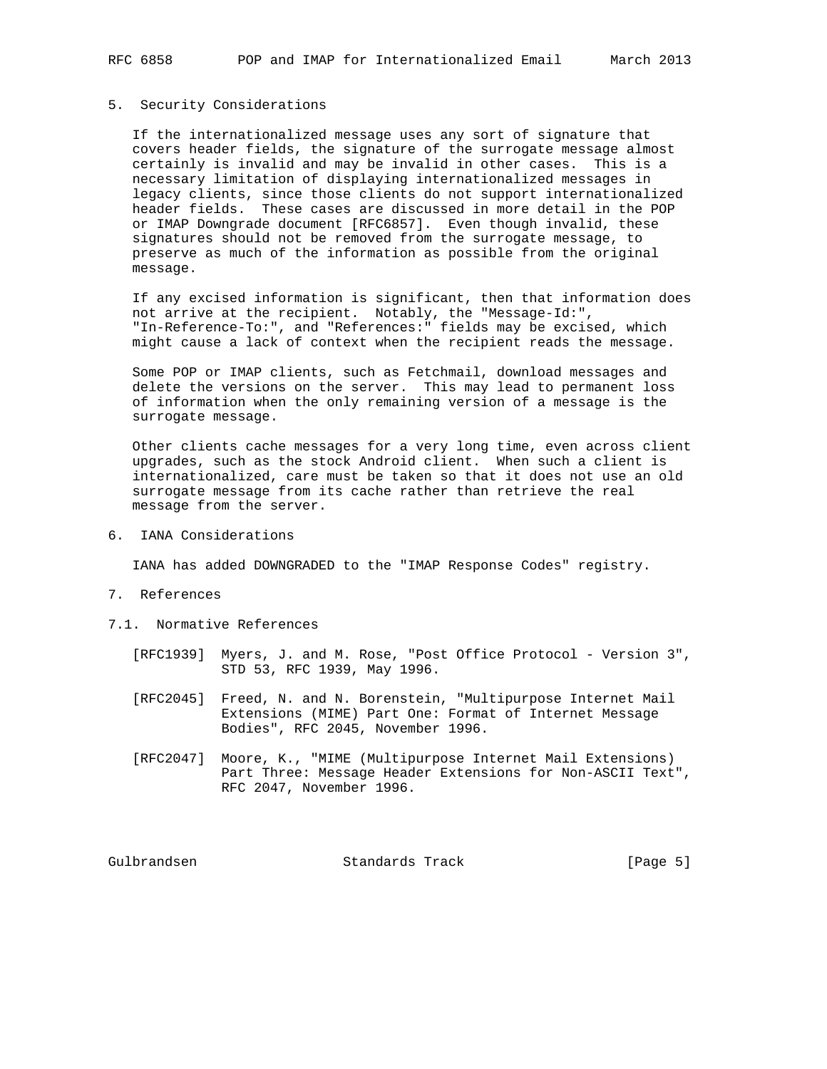## 5. Security Considerations

If the internationalized message uses any sort of signature that covers header fields, the signature of the surrogate message almost certainly is invalid and may be invalid in other cases. This is a necessary limitation of displaying internationalized messages in legacy clients, since those clients do not support internationalized header fields. These cases are discussed in more detail in the POP or IMAP Downgrade document [RFC6857]. Even though invalid, these signatures should not be removed from the surrogate message, to preserve as much of the information as possible from the original message.

If any excised information is significant, then that information does not arrive at the recipient. Notably, the "Message-Id:", "In-Reference-To:", and "References:" fields may be excised, which might cause a lack of context when the recipient reads the message.

Some POP or IMAP clients, such as Fetchmail, download messages and delete the versions on the server. This may lead to permanent loss of information when the only remaining version of a message is the surrogate message.

Other clients cache messages for a very long time, even across client upgrades, such as the stock Android client. When such a client is internationalized, care must be taken so that it does not use an old surrogate message from its cache rather than retrieve the real message from the server.

## 6. IANA Considerations

IANA has added DOWNGRADED to the "IMAP Response Codes" registry.

## 7. References

### 7.1. Normative References

[RFC1939] Myers, J. and M. Rose, "Post Office Protocol - Version 3", STD 53, RFC 1939, May 1996.

[RFC2045] Freed, N. and N. Borenstein, "Multipurpose Internet Mail Extensions (MIME) Part One: Format of Internet Message Bodies", RFC 2045, November 1996.

[RFC2047] Moore, K., "MIME (Multipurpose Internet Mail Extensions) Part Three: Message Header Extensions for Non-ASCII Text", RFC 2047, November 1996.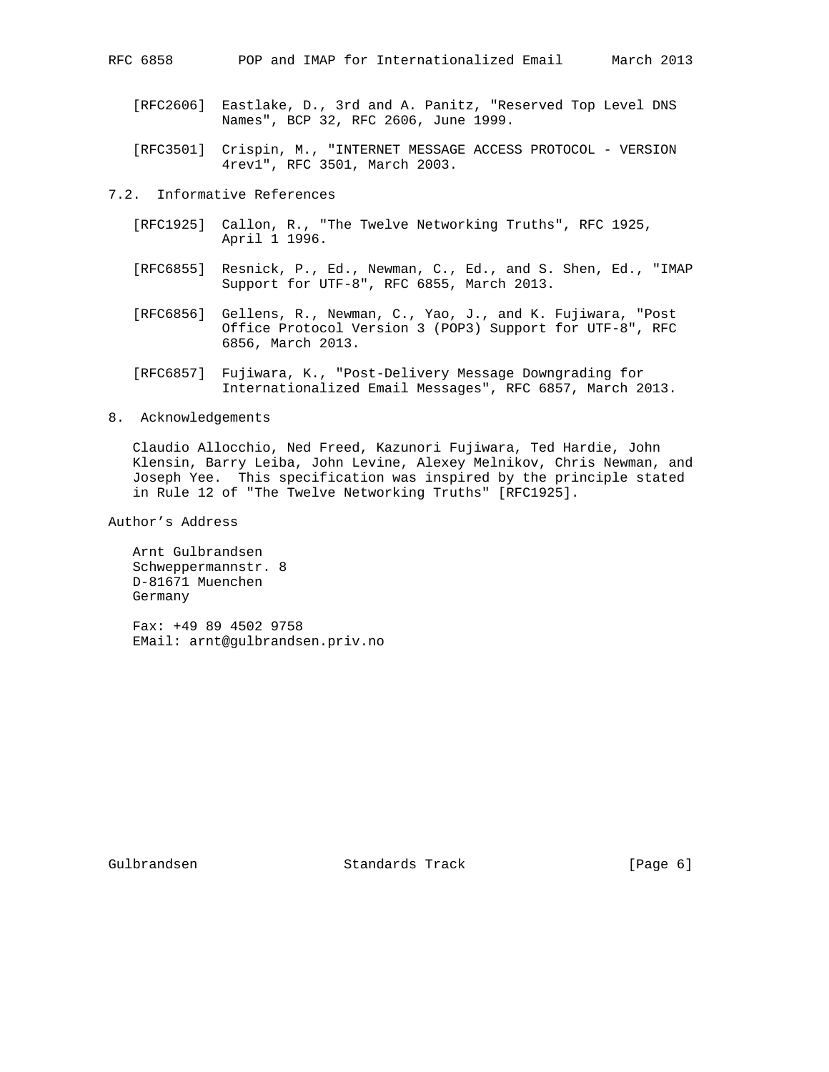[RFC2606] Eastlake, D., 3rd and A. Panitz, "Reserved Top Level DNS Names", BCP 32, RFC 2606, June 1999.

[RFC3501] Crispin, M., "INTERNET MESSAGE ACCESS PROTOCOL - VERSION 4rev1", RFC 3501, March 2003.

## 7.2. Informative References

[RFC1925] Callon, R., "The Twelve Networking Truths", RFC 1925, April 1 1996.

[RFC6855] Resnick, P., Ed., Newman, C., Ed., and S. Shen, Ed., "IMAP Support for UTF-8", RFC 6855, March 2013.

[RFC6856] Gellens, R., Newman, C., Yao, J., and K. Fujiwara, "Post Office Protocol Version 3 (POP3) Support for UTF-8", RFC 6856, March 2013.

[RFC6857] Fujiwara, K., "Post-Delivery Message Downgrading for Internationalized Email Messages", RFC 6857, March 2013.

# 8. Acknowledgements

Claudio Allocchio, Ned Freed, Kazunori Fujiwara, Ted Hardie, John Klensin, Barry Leiba, John Levine, Alexey Melnikov, Chris Newman, and Joseph Yee. This specification was inspired by the principle stated in Rule 12 of "The Twelve Networking Truths" [RFC1925].

# Author's Address

Arnt Gulbrandsen
Schweppermannstr. 8
D-81671 Muenchen
Germany

Fax: +49 89 4502 9758
EMail: arnt@gulbrandsen.priv.no